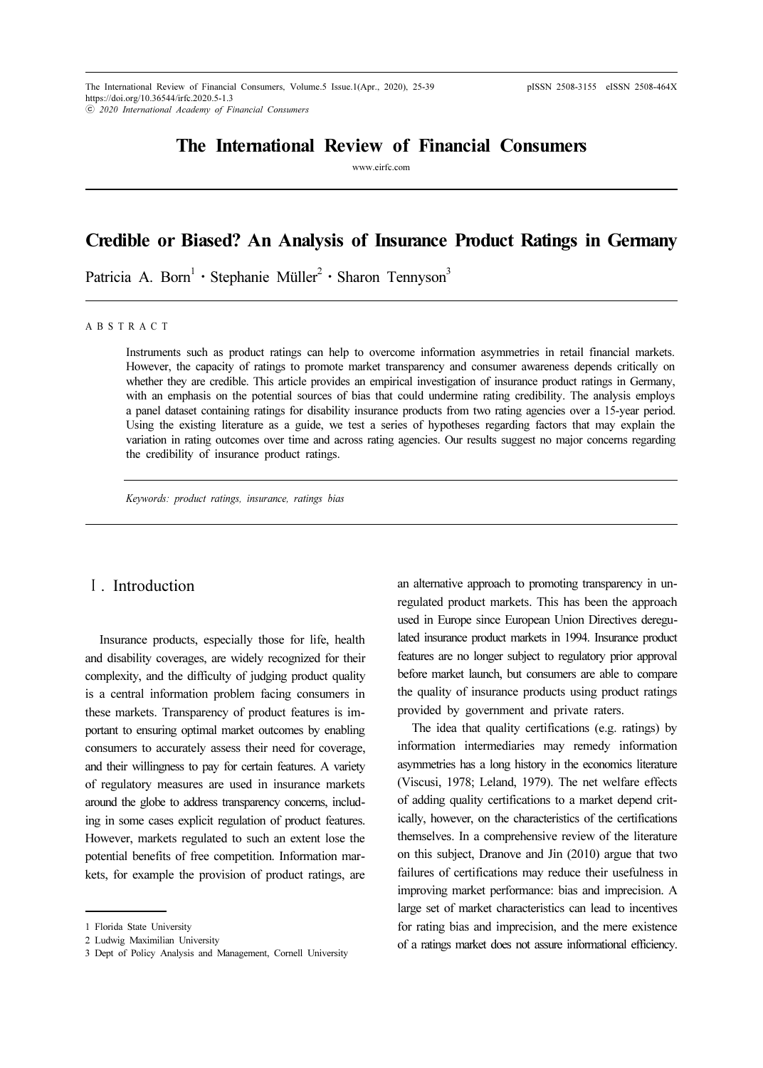# The International Review of Financial Consumers

www.eirfc.com

# Credible or Biased? An Analysis of Insurance Product Ratings in Germany

Patricia A. Born[1] · Stephanie Müller[2] · Sharon Tennyson[3]

ABSTRACT

Instruments such as product ratings can help to overcome information asymmetries in retail financial markets. However, the capacity of ratings to promote market transparency and consumer awareness depends critically on whether they are credible. This article provides an empirical investigation of insurance product ratings in Germany, with an emphasis on the potential sources of bias that could undermine rating credibility. The analysis employs a panel dataset containing ratings for disability insurance products from two rating agencies over a 15-year period. Using the existing literature as a guide, we test a series of hypotheses regarding factors that may explain the variation in rating outcomes over time and across rating agencies. Our results suggest no major concerns regarding the credibility of insurance product ratings.

*Keywords: product ratings, insurance, ratings bias*

## Ⅰ. Introduction

Insurance products, especially those for life, health and disability coverages, are widely recognized for their complexity, and the difficulty of judging product quality is a central information problem facing consumers in these markets. Transparency of product features is important to ensuring optimal market outcomes by enabling consumers to accurately assess their need for coverage, and their willingness to pay for certain features. A variety of regulatory measures are used in insurance markets around the globe to address transparency concerns, including in some cases explicit regulation of product features. However, markets regulated to such an extent lose the potential benefits of free competition. Information markets, for example the provision of product ratings, are an alternative approach to promoting transparency in unregulated product markets. This has been the approach used in Europe since European Union Directives deregulated insurance product markets in 1994. Insurance product features are no longer subject to regulatory prior approval before market launch, but consumers are able to compare the quality of insurance products using product ratings provided by government and private raters.

The idea that quality certifications (e.g. ratings) by information intermediaries may remedy information asymmetries has a long history in the economics literature (Viscusi, 1978; Leland, 1979). The net welfare effects of adding quality certifications to a market depend critically, however, on the characteristics of the certifications themselves. In a comprehensive review of the literature on this subject, Dranove and Jin (2010) argue that two failures of certifications may reduce their usefulness in improving market performance: bias and imprecision. A large set of market characteristics can lead to incentives for rating bias and imprecision, and the mere existence of a ratings market does not assure informational efficiency.

---

1 Florida State University

2 Ludwig Maximilian University

3 Dept of Policy Analysis and Management, Cornell University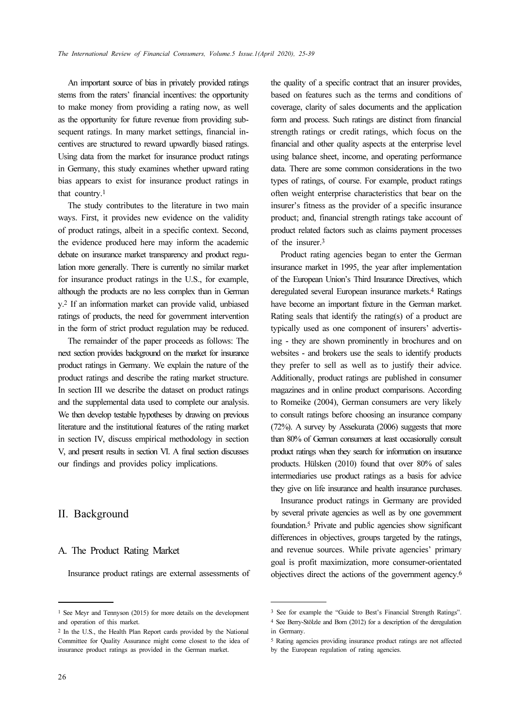An important source of bias in privately provided ratings stems from the raters' financial incentives: the opportunity to make money from providing a rating now, as well as the opportunity for future revenue from providing subsequent ratings. In many market settings, financial incentives are structured to reward upwardly biased ratings. Using data from the market for insurance product ratings in Germany, this study examines whether upward rating bias appears to exist for insurance product ratings in that country.[1]

The study contributes to the literature in two main ways. First, it provides new evidence on the validity of product ratings, albeit in a specific context. Second, the evidence produced here may inform the academic debate on insurance market transparency and product regulation more generally. There is currently no similar market for insurance product ratings in the U.S., for example, although the products are no less complex than in Germany.[2] If an information market can provide valid, unbiased ratings of products, the need for government intervention in the form of strict product regulation may be reduced.

The remainder of the paper proceeds as follows: The next section provides background on the market for insurance product ratings in Germany. We explain the nature of the product ratings and describe the rating market structure. In section III we describe the dataset on product ratings and the supplemental data used to complete our analysis. We then develop testable hypotheses by drawing on previous literature and the institutional features of the rating market in section IV, discuss empirical methodology in section V, and present results in section VI. A final section discusses our findings and provides policy implications.

## II. Background

### A. The Product Rating Market

Insurance product ratings are external assessments of the quality of a specific contract that an insurer provides, based on features such as the terms and conditions of coverage, clarity of sales documents and the application form and process. Such ratings are distinct from financial strength ratings or credit ratings, which focus on the financial and other quality aspects at the enterprise level using balance sheet, income, and operating performance data. There are some common considerations in the two types of ratings, of course. For example, product ratings often weight enterprise characteristics that bear on the insurer's fitness as the provider of a specific insurance product; and, financial strength ratings take account of product related factors such as claims payment processes of the insurer.[3]

Product rating agencies began to enter the German insurance market in 1995, the year after implementation of the European Union's Third Insurance Directives, which deregulated several European insurance markets.[4] Ratings have become an important fixture in the German market. Rating seals that identify the rating(s) of a product are typically used as one component of insurers' advertising - they are shown prominently in brochures and on websites - and brokers use the seals to identify products they prefer to sell as well as to justify their advice. Additionally, product ratings are published in consumer magazines and in online product comparisons. According to Romeike (2004), German consumers are very likely to consult ratings before choosing an insurance company (72%). A survey by Assekurata (2006) suggests that more than 80% of German consumers at least occasionally consult product ratings when they search for information on insurance products. Hülsken (2010) found that over 80% of sales intermediaries use product ratings as a basis for advice they give on life insurance and health insurance purchases.

Insurance product ratings in Germany are provided by several private agencies as well as by one government foundation.[5] Private and public agencies show significant differences in objectives, groups targeted by the ratings, and revenue sources. While private agencies' primary goal is profit maximization, more consumer-orientated objectives direct the actions of the government agency.[6]

---

[1] See Meyr and Tennyson (2015) for more details on the development and operation of this market.

[2] In the U.S., the Health Plan Report cards provided by the National Committee for Quality Assurance might come closest to the idea of insurance product ratings as provided in the German market.

[3] See for example the "Guide to Best's Financial Strength Ratings".

[4] See Berry-Stölzle and Born (2012) for a description of the deregulation in Germany.

[5] Rating agencies providing insurance product ratings are not affected by the European regulation of rating agencies.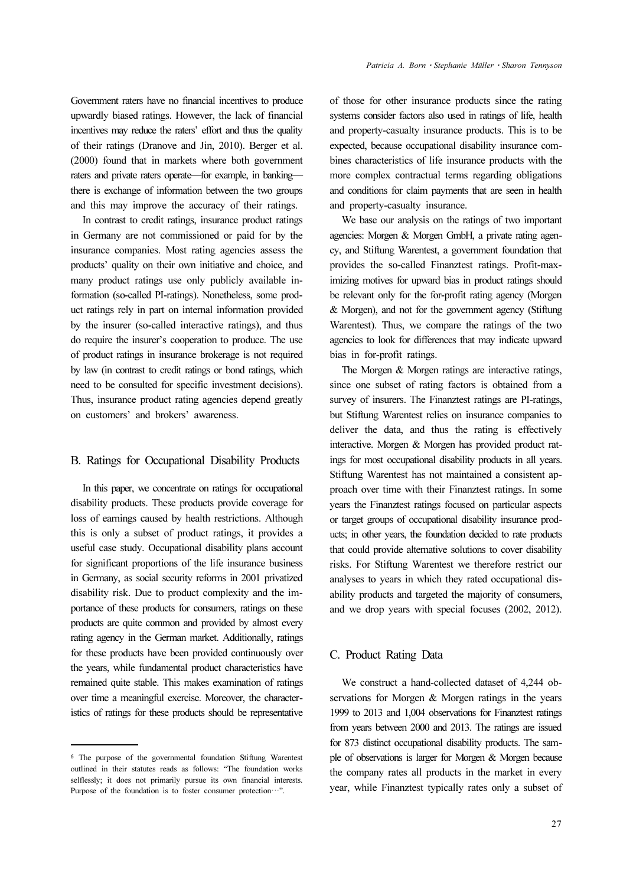Government raters have no financial incentives to produce upwardly biased ratings. However, the lack of financial incentives may reduce the raters' effort and thus the quality of their ratings (Dranove and Jin, 2010). Berger et al. (2000) found that in markets where both government raters and private raters operate—for example, in banking—there is exchange of information between the two groups and this may improve the accuracy of their ratings.

In contrast to credit ratings, insurance product ratings in Germany are not commissioned or paid for by the insurance companies. Most rating agencies assess the products' quality on their own initiative and choice, and many product ratings use only publicly available information (so-called PI-ratings). Nonetheless, some product ratings rely in part on internal information provided by the insurer (so-called interactive ratings), and thus do require the insurer's cooperation to produce. The use of product ratings in insurance brokerage is not required by law (in contrast to credit ratings or bond ratings, which need to be consulted for specific investment decisions). Thus, insurance product rating agencies depend greatly on customers' and brokers' awareness.

## B. Ratings for Occupational Disability Products

In this paper, we concentrate on ratings for occupational disability products. These products provide coverage for loss of earnings caused by health restrictions. Although this is only a subset of product ratings, it provides a useful case study. Occupational disability plans account for significant proportions of the life insurance business in Germany, as social security reforms in 2001 privatized disability risk. Due to product complexity and the importance of these products for consumers, ratings on these products are quite common and provided by almost every rating agency in the German market. Additionally, ratings for these products have been provided continuously over the years, while fundamental product characteristics have remained quite stable. This makes examination of ratings over time a meaningful exercise. Moreover, the characteristics of ratings for these products should be representative of those for other insurance products since the rating systems consider factors also used in ratings of life, health and property-casualty insurance products. This is to be expected, because occupational disability insurance combines characteristics of life insurance products with the more complex contractual terms regarding obligations and conditions for claim payments that are seen in health and property-casualty insurance.

We base our analysis on the ratings of two important agencies: Morgen & Morgen GmbH, a private rating agency, and Stiftung Warentest, a government foundation that provides the so-called Finanztest ratings. Profit-maximizing motives for upward bias in product ratings should be relevant only for the for-profit rating agency (Morgen & Morgen), and not for the government agency (Stiftung Warentest). Thus, we compare the ratings of the two agencies to look for differences that may indicate upward bias in for-profit ratings.

The Morgen & Morgen ratings are interactive ratings, since one subset of rating factors is obtained from a survey of insurers. The Finanztest ratings are PI-ratings, but Stiftung Warentest relies on insurance companies to deliver the data, and thus the rating is effectively interactive. Morgen & Morgen has provided product ratings for most occupational disability products in all years. Stiftung Warentest has not maintained a consistent approach over time with their Finanztest ratings. In some years the Finanztest ratings focused on particular aspects or target groups of occupational disability insurance products; in other years, the foundation decided to rate products that could provide alternative solutions to cover disability risks. For Stiftung Warentest we therefore restrict our analyses to years in which they rated occupational disability products and targeted the majority of consumers, and we drop years with special focuses (2002, 2012).

## C. Product Rating Data

We construct a hand-collected dataset of 4,244 observations for Morgen & Morgen ratings in the years 1999 to 2013 and 1,004 observations for Finanztest ratings from years between 2000 and 2013. The ratings are issued for 873 distinct occupational disability products. The sample of observations is larger for Morgen & Morgen because the company rates all products in the market in every year, while Finanztest typically rates only a subset of

---

[6] The purpose of the governmental foundation Stiftung Warentest outlined in their statutes reads as follows: "The foundation works selflessly; it does not primarily pursue its own financial interests. Purpose of the foundation is to foster consumer protection…".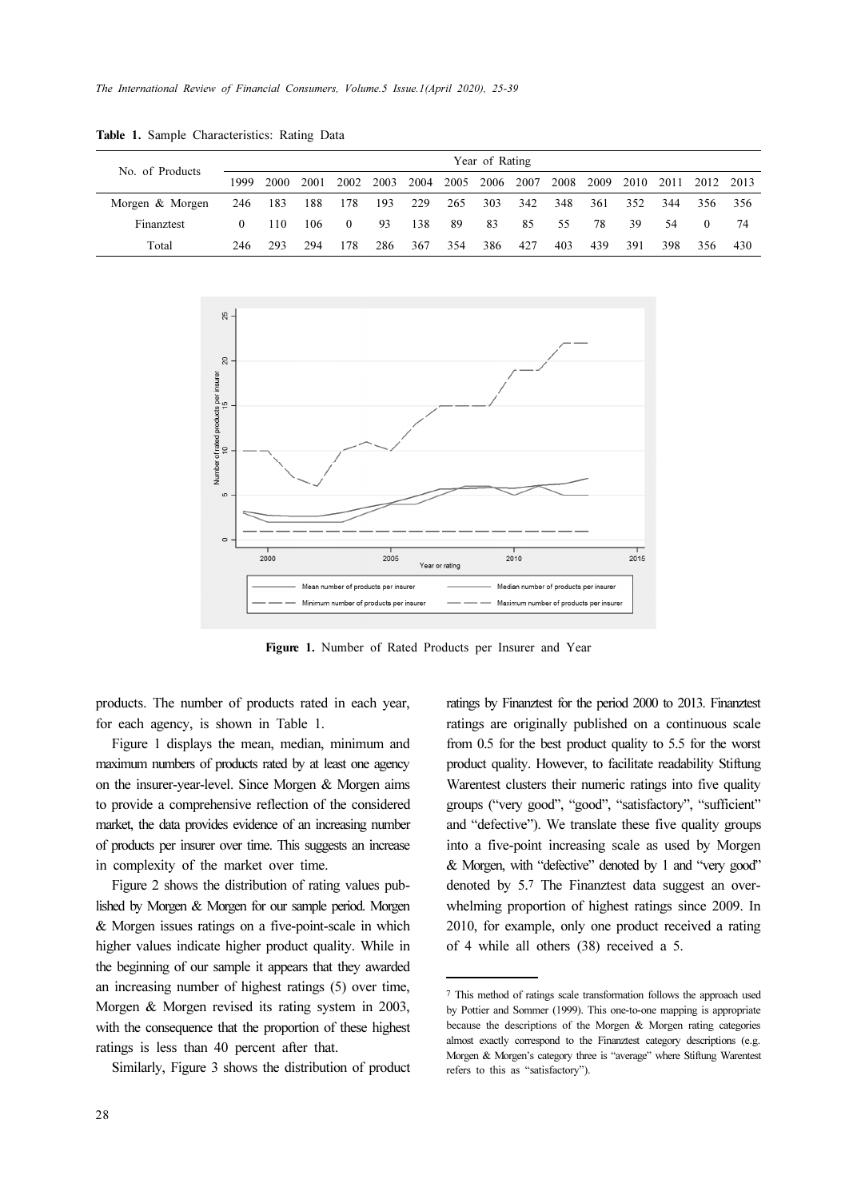**Table 1.** Sample Characteristics: Rating Data

| No. of Products | Year of Rating | | | | | | | | | | | | | | |
|---|---|---|---|---|---|---|---|---|---|---|---|---|---|---|---|
| | 1999 | 2000 | 2001 | 2002 | 2003 | 2004 | 2005 | 2006 | 2007 | 2008 | 2009 | 2010 | 2011 | 2012 | 2013 |
| Morgen & Morgen | 246 | 183 | 188 | 178 | 193 | 229 | 265 | 303 | 342 | 348 | 361 | 352 | 344 | 356 | 356 |
| Finanztest | 0 | 110 | 106 | 0 | 93 | 138 | 89 | 83 | 85 | 55 | 78 | 39 | 54 | 0 | 74 |
| Total | 246 | 293 | 294 | 178 | 286 | 367 | 354 | 386 | 427 | 403 | 439 | 391 | 398 | 356 | 430 |

**Figure 1.** Number of Rated Products per Insurer and Year

products. The number of products rated in each year, for each agency, is shown in Table 1.

Figure 1 displays the mean, median, minimum and maximum numbers of products rated by at least one agency on the insurer-year-level. Since Morgen & Morgen aims to provide a comprehensive reflection of the considered market, the data provides evidence of an increasing number of products per insurer over time. This suggests an increase in complexity of the market over time.

Figure 2 shows the distribution of rating values published by Morgen & Morgen for our sample period. Morgen & Morgen issues ratings on a five-point-scale in which higher values indicate higher product quality. While in the beginning of our sample it appears that they awarded an increasing number of highest ratings (5) over time, Morgen & Morgen revised its rating system in 2003, with the consequence that the proportion of these highest ratings is less than 40 percent after that.

Similarly, Figure 3 shows the distribution of product ratings by Finanztest for the period 2000 to 2013. Finanztest ratings are originally published on a continuous scale from 0.5 for the best product quality to 5.5 for the worst product quality. However, to facilitate readability Stiftung Warentest clusters their numeric ratings into five quality groups ("very good", "good", "satisfactory", "sufficient" and "defective"). We translate these five quality groups into a five-point increasing scale as used by Morgen & Morgen, with "defective" denoted by 1 and "very good" denoted by 5.[7] The Finanztest data suggest an overwhelming proportion of highest ratings since 2009. In 2010, for example, only one product received a rating of 4 while all others (38) received a 5.

[7] This method of ratings scale transformation follows the approach used by Pottier and Sommer (1999). This one-to-one mapping is appropriate because the descriptions of the Morgen & Morgen rating categories almost exactly correspond to the Finanztest category descriptions (e.g. Morgen & Morgen's category three is "average" where Stiftung Warentest refers to this as "satisfactory").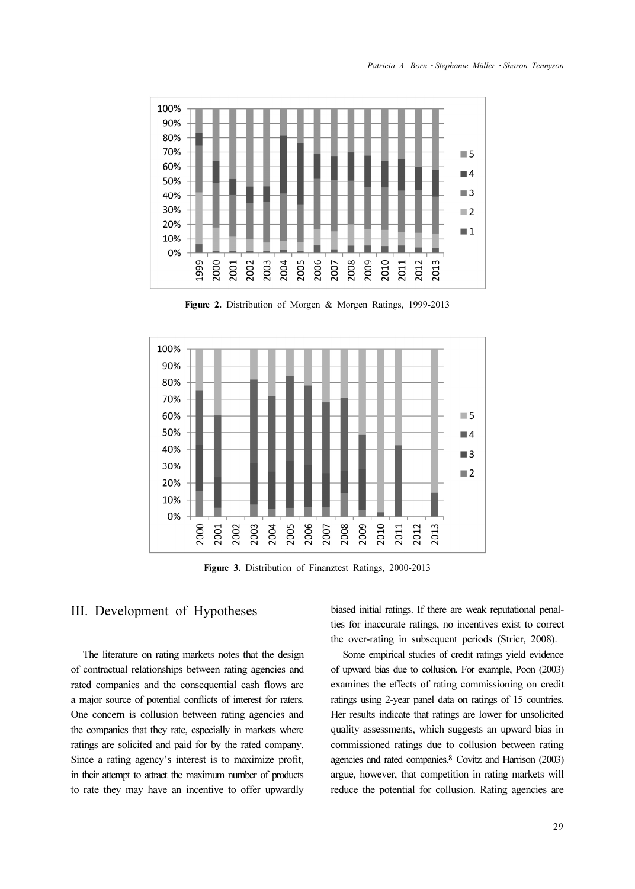**Figure 2.** Distribution of Morgen & Morgen Ratings, 1999-2013

**Figure 3.** Distribution of Finanztest Ratings, 2000-2013

## III. Development of Hypotheses

The literature on rating markets notes that the design of contractual relationships between rating agencies and rated companies and the consequential cash flows are a major source of potential conflicts of interest for raters. One concern is collusion between rating agencies and the companies that they rate, especially in markets where ratings are solicited and paid for by the rated company. Since a rating agency's interest is to maximize profit, in their attempt to attract the maximum number of products to rate they may have an incentive to offer upwardly biased initial ratings. If there are weak reputational penalties for inaccurate ratings, no incentives exist to correct the over-rating in subsequent periods (Strier, 2008).

Some empirical studies of credit ratings yield evidence of upward bias due to collusion. For example, Poon (2003) examines the effects of rating commissioning on credit ratings using 2-year panel data on ratings of 15 countries. Her results indicate that ratings are lower for unsolicited quality assessments, which suggests an upward bias in commissioned ratings due to collusion between rating agencies and rated companies.[8] Covitz and Harrison (2003) argue, however, that competition in rating markets will reduce the potential for collusion. Rating agencies are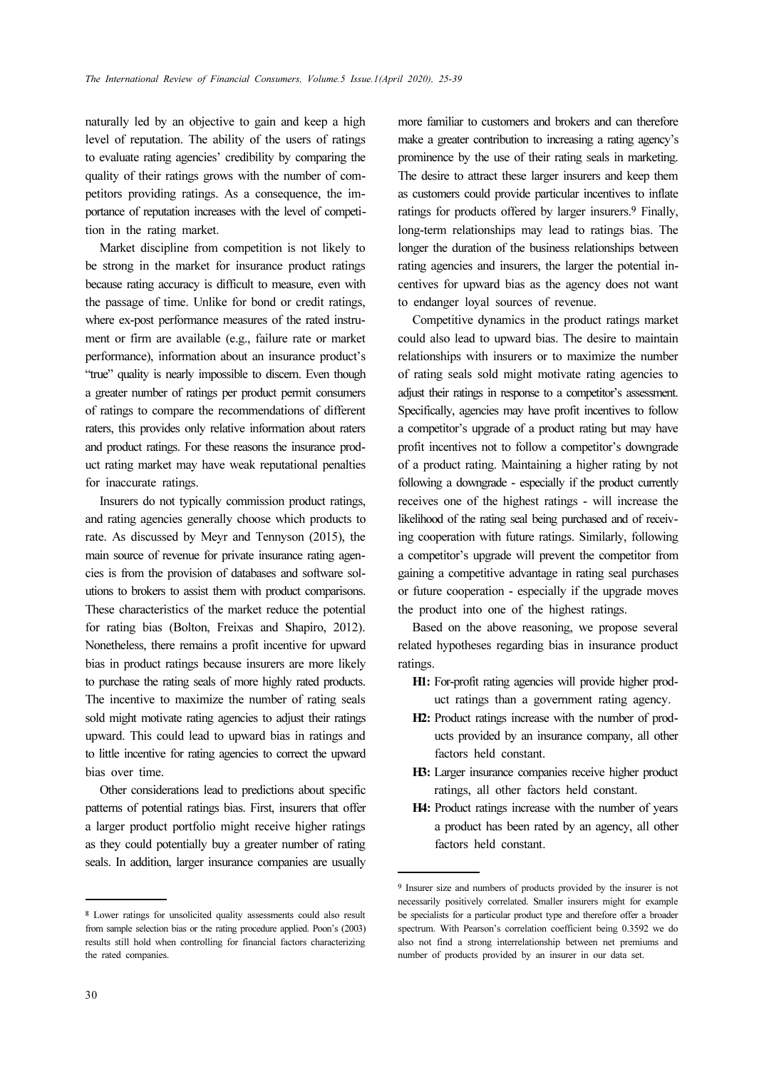naturally led by an objective to gain and keep a high level of reputation. The ability of the users of ratings to evaluate rating agencies' credibility by comparing the quality of their ratings grows with the number of competitors providing ratings. As a consequence, the importance of reputation increases with the level of competition in the rating market.

Market discipline from competition is not likely to be strong in the market for insurance product ratings because rating accuracy is difficult to measure, even with the passage of time. Unlike for bond or credit ratings, where ex-post performance measures of the rated instrument or firm are available (e.g., failure rate or market performance), information about an insurance product's "true" quality is nearly impossible to discern. Even though a greater number of ratings per product permit consumers of ratings to compare the recommendations of different raters, this provides only relative information about raters and product ratings. For these reasons the insurance product rating market may have weak reputational penalties for inaccurate ratings.

Insurers do not typically commission product ratings, and rating agencies generally choose which products to rate. As discussed by Meyr and Tennyson (2015), the main source of revenue for private insurance rating agencies is from the provision of databases and software solutions to brokers to assist them with product comparisons. These characteristics of the market reduce the potential for rating bias (Bolton, Freixas and Shapiro, 2012). Nonetheless, there remains a profit incentive for upward bias in product ratings because insurers are more likely to purchase the rating seals of more highly rated products. The incentive to maximize the number of rating seals sold might motivate rating agencies to adjust their ratings upward. This could lead to upward bias in ratings and to little incentive for rating agencies to correct the upward bias over time.

Other considerations lead to predictions about specific patterns of potential ratings bias. First, insurers that offer a larger product portfolio might receive higher ratings as they could potentially buy a greater number of rating seals. In addition, larger insurance companies are usually more familiar to customers and brokers and can therefore make a greater contribution to increasing a rating agency's prominence by the use of their rating seals in marketing. The desire to attract these larger insurers and keep them as customers could provide particular incentives to inflate ratings for products offered by larger insurers.[9] Finally, long-term relationships may lead to ratings bias. The longer the duration of the business relationships between rating agencies and insurers, the larger the potential incentives for upward bias as the agency does not want to endanger loyal sources of revenue.

Competitive dynamics in the product ratings market could also lead to upward bias. The desire to maintain relationships with insurers or to maximize the number of rating seals sold might motivate rating agencies to adjust their ratings in response to a competitor's assessment. Specifically, agencies may have profit incentives to follow a competitor's upgrade of a product rating but may have profit incentives not to follow a competitor's downgrade of a product rating. Maintaining a higher rating by not following a downgrade - especially if the product currently receives one of the highest ratings - will increase the likelihood of the rating seal being purchased and of receiving cooperation with future ratings. Similarly, following a competitor's upgrade will prevent the competitor from gaining a competitive advantage in rating seal purchases or future cooperation - especially if the upgrade moves the product into one of the highest ratings.

Based on the above reasoning, we propose several related hypotheses regarding bias in insurance product ratings.

- **H1:** For-profit rating agencies will provide higher product ratings than a government rating agency.
- **H2:** Product ratings increase with the number of products provided by an insurance company, all other factors held constant.
- **H3:** Larger insurance companies receive higher product ratings, all other factors held constant.
- **H4:** Product ratings increase with the number of years a product has been rated by an agency, all other factors held constant.

---

[8] Lower ratings for unsolicited quality assessments could also result from sample selection bias or the rating procedure applied. Poon's (2003) results still hold when controlling for financial factors characterizing the rated companies.

[9] Insurer size and numbers of products provided by the insurer is not necessarily positively correlated. Smaller insurers might for example be specialists for a particular product type and therefore offer a broader spectrum. With Pearson's correlation coefficient being 0.3592 we do also not find a strong interrelationship between net premiums and number of products provided by an insurer in our data set.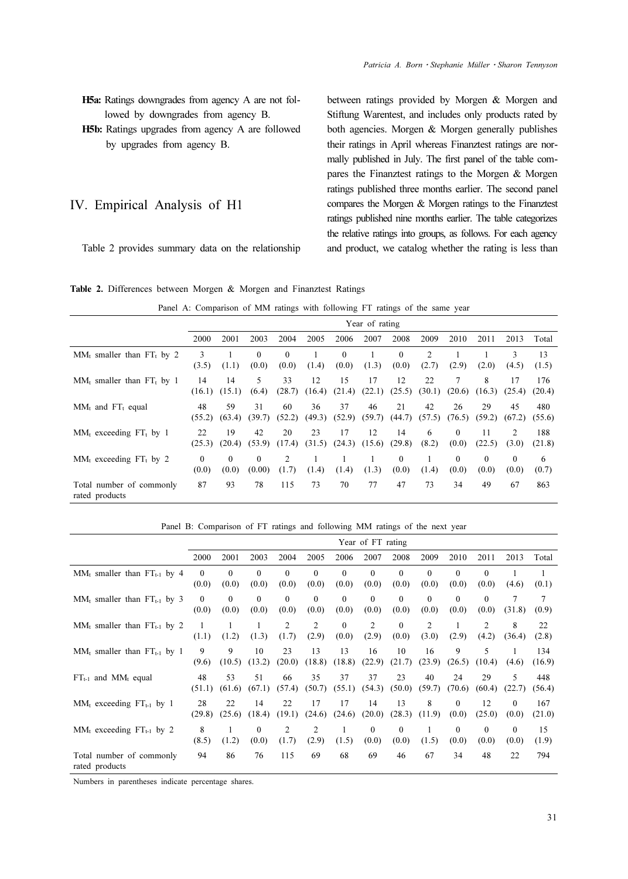**H5a:** Ratings downgrades from agency A are not followed by downgrades from agency B.

**H5b:** Ratings upgrades from agency A are followed by upgrades from agency B.

## IV. Empirical Analysis of H1

Table 2 provides summary data on the relationship between ratings provided by Morgen & Morgen and Stiftung Warentest, and includes only products rated by both agencies. Morgen & Morgen generally publishes their ratings in April whereas Finanztest ratings are normally published in July. The first panel of the table compares the Finanztest ratings to the Morgen & Morgen ratings published three months earlier. The second panel compares the Morgen & Morgen ratings to the Finanztest ratings published nine months earlier. The table categorizes the relative ratings into groups, as follows. For each agency and product, we catalog whether the rating is less than

**Table 2.** Differences between Morgen & Morgen and Finanztest Ratings

Panel A: Comparison of MM ratings with following FT ratings of the same year

| | Year of rating | | | | | | | | | | | | |
|---|---|---|---|---|---|---|---|---|---|---|---|---|---|
| | 2000 | 2001 | 2003 | 2004 | 2005 | 2006 | 2007 | 2008 | 2009 | 2010 | 2011 | 2013 | Total |
| $MM_t$ smaller than $FT_t$ by 2 | 3 (3.5) | 1 (1.1) | 0 (0.0) | 0 (0.0) | 1 (1.4) | 0 (0.0) | 1 (1.3) | 0 (0.0) | 2 (2.7) | 1 (2.9) | 1 (2.0) | 3 (4.5) | 13 (1.5) |
| $MM_t$ smaller than $FT_t$ by 1 | 14 (16.1) | 14 (15.1) | 5 (6.4) | 33 (28.7) | 12 (16.4) | 15 (21.4) | 17 (22.1) | 12 (25.5) | 22 (30.1) | 7 (20.6) | 8 (16.3) | 17 (25.4) | 176 (20.4) |
| $MM_t$ and $FT_t$ equal | 48 (55.2) | 59 (63.4) | 31 (39.7) | 60 (52.2) | 36 (49.3) | 37 (52.9) | 46 (59.7) | 21 (44.7) | 42 (57.5) | 26 (76.5) | 29 (59.2) | 45 (67.2) | 480 (55.6) |
| $MM_t$ exceeding $FT_t$ by 1 | 22 (25.3) | 19 (20.4) | 42 (53.9) | 20 (17.4) | 23 (31.5) | 17 (24.3) | 12 (15.6) | 14 (29.8) | 6 (8.2) | 0 (0.0) | 11 (22.5) | 2 (3.0) | 188 (21.8) |
| $MM_t$ exceeding $FT_t$ by 2 | 0 (0.0) | 0 (0.0) | 0 (0.00) | 2 (1.7) | 1 (1.4) | 1 (1.4) | 1 (1.3) | 0 (0.0) | 1 (1.4) | 0 (0.0) | 0 (0.0) | 0 (0.0) | 6 (0.7) |
| Total number of commonly rated products | 87 | 93 | 78 | 115 | 73 | 70 | 77 | 47 | 73 | 34 | 49 | 67 | 863 |

Panel B: Comparison of FT ratings and following MM ratings of the next year

| | Year of FT rating | | | | | | | | | | | | |
|---|---|---|---|---|---|---|---|---|---|---|---|---|---|
| | 2000 | 2001 | 2003 | 2004 | 2005 | 2006 | 2007 | 2008 | 2009 | 2010 | 2011 | 2013 | Total |
| $MM_t$ smaller than $FT_{t-1}$ by 4 | 0 (0.0) | 0 (0.0) | 0 (0.0) | 0 (0.0) | 0 (0.0) | 0 (0.0) | 0 (0.0) | 0 (0.0) | 0 (0.0) | 0 (0.0) | 0 (0.0) | 1 (4.6) | 1 (0.1) |
| $MM_t$ smaller than $FT_{t-1}$ by 3 | 0 (0.0) | 0 (0.0) | 0 (0.0) | 0 (0.0) | 0 (0.0) | 0 (0.0) | 0 (0.0) | 0 (0.0) | 0 (0.0) | 0 (0.0) | 0 (0.0) | 7 (31.8) | 7 (0.9) |
| $MM_t$ smaller than $FT_{t-1}$ by 2 | 1 (1.1) | 1 (1.2) | 1 (1.3) | 2 (1.7) | 2 (2.9) | 0 (0.0) | 2 (2.9) | 0 (0.0) | 2 (3.0) | 1 (2.9) | 2 (4.2) | 8 (36.4) | 22 (2.8) |
| $MM_t$ smaller than $FT_{t-1}$ by 1 | 9 (9.6) | 9 (10.5) | 10 (13.2) | 23 (20.0) | 13 (18.8) | 13 (18.8) | 16 (22.9) | 10 (21.7) | 16 (23.9) | 9 (26.5) | 5 (10.4) | 1 (4.6) | 134 (16.9) |
| $FT_{t-1}$ and $MM_t$ equal | 48 (51.1) | 53 (61.6) | 51 (67.1) | 66 (57.4) | 35 (50.7) | 37 (55.1) | 37 (54.3) | 23 (50.0) | 40 (59.7) | 24 (70.6) | 29 (60.4) | 5 (22.7) | 448 (56.4) |
| $MM_t$ exceeding $FT_{t-1}$ by 1 | 28 (29.8) | 22 (25.6) | 14 (18.4) | 22 (19.1) | 17 (24.6) | 17 (24.6) | 14 (20.0) | 13 (28.3) | 8 (11.9) | 0 (0.0) | 12 (25.0) | 0 (0.0) | 167 (21.0) |
| $MM_t$ exceeding $FT_{t-1}$ by 2 | 8 (8.5) | 1 (1.2) | 0 (0.0) | 2 (1.7) | 2 (2.9) | 1 (1.5) | 0 (0.0) | 0 (0.0) | 1 (1.5) | 0 (0.0) | 0 (0.0) | 0 (0.0) | 15 (1.9) |
| Total number of commonly rated products | 94 | 86 | 76 | 115 | 69 | 68 | 69 | 46 | 67 | 34 | 48 | 22 | 794 |

Numbers in parentheses indicate percentage shares.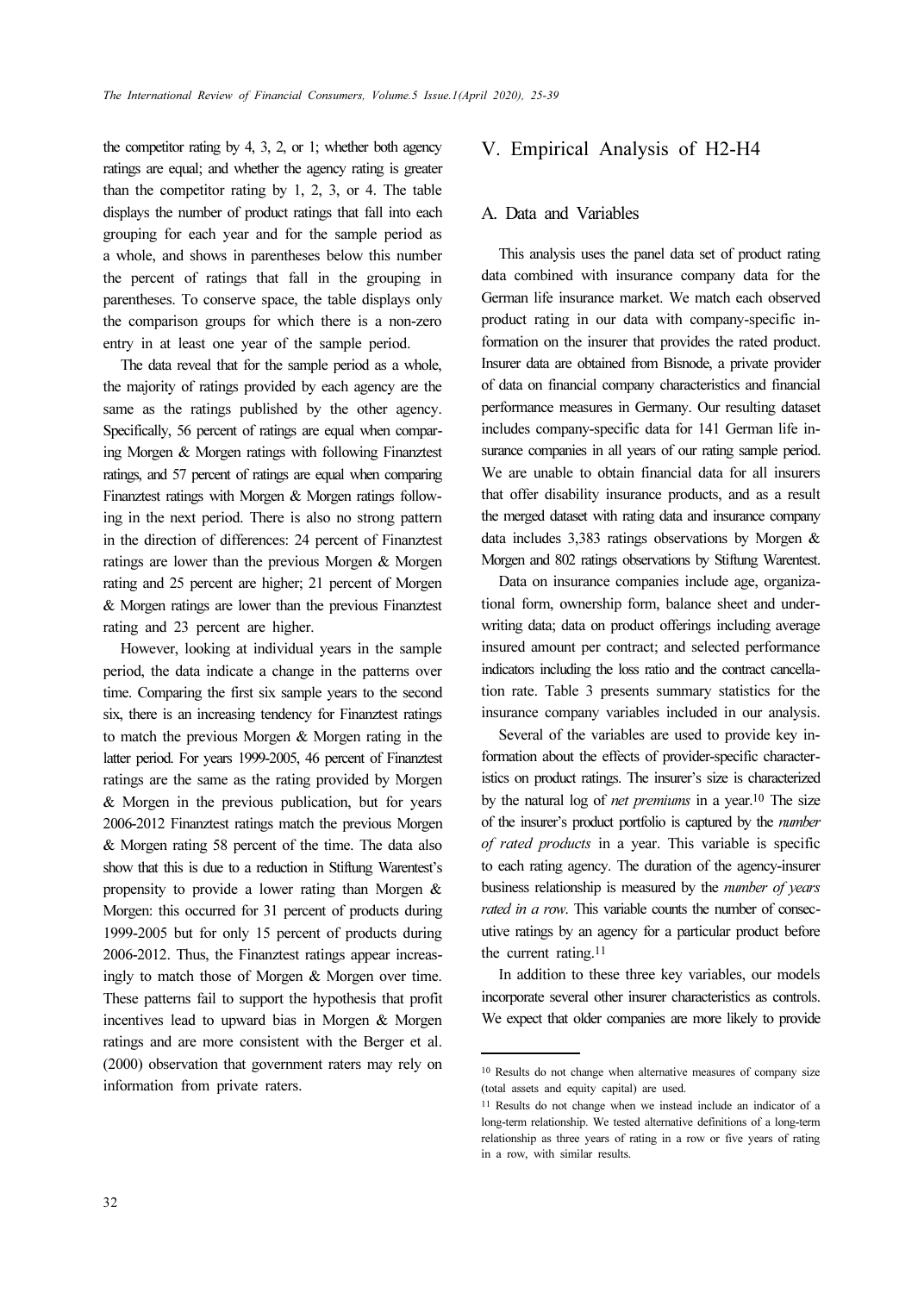the competitor rating by 4, 3, 2, or 1; whether both agency ratings are equal; and whether the agency rating is greater than the competitor rating by 1, 2, 3, or 4. The table displays the number of product ratings that fall into each grouping for each year and for the sample period as a whole, and shows in parentheses below this number the percent of ratings that fall in the grouping in parentheses. To conserve space, the table displays only the comparison groups for which there is a non-zero entry in at least one year of the sample period.

The data reveal that for the sample period as a whole, the majority of ratings provided by each agency are the same as the ratings published by the other agency. Specifically, 56 percent of ratings are equal when comparing Morgen & Morgen ratings with following Finanztest ratings, and 57 percent of ratings are equal when comparing Finanztest ratings with Morgen & Morgen ratings following in the next period. There is also no strong pattern in the direction of differences: 24 percent of Finanztest ratings are lower than the previous Morgen & Morgen rating and 25 percent are higher; 21 percent of Morgen & Morgen ratings are lower than the previous Finanztest rating and 23 percent are higher.

However, looking at individual years in the sample period, the data indicate a change in the patterns over time. Comparing the first six sample years to the second six, there is an increasing tendency for Finanztest ratings to match the previous Morgen & Morgen rating in the latter period. For years 1999-2005, 46 percent of Finanztest ratings are the same as the rating provided by Morgen & Morgen in the previous publication, but for years 2006-2012 Finanztest ratings match the previous Morgen & Morgen rating 58 percent of the time. The data also show that this is due to a reduction in Stiftung Warentest's propensity to provide a lower rating than Morgen & Morgen: this occurred for 31 percent of products during 1999-2005 but for only 15 percent of products during 2006-2012. Thus, the Finanztest ratings appear increasingly to match those of Morgen & Morgen over time. These patterns fail to support the hypothesis that profit incentives lead to upward bias in Morgen & Morgen ratings and are more consistent with the Berger et al. (2000) observation that government raters may rely on information from private raters.

# V. Empirical Analysis of H2-H4

## A. Data and Variables

This analysis uses the panel data set of product rating data combined with insurance company data for the German life insurance market. We match each observed product rating in our data with company-specific information on the insurer that provides the rated product. Insurer data are obtained from Bisnode, a private provider of data on financial company characteristics and financial performance measures in Germany. Our resulting dataset includes company-specific data for 141 German life insurance companies in all years of our rating sample period. We are unable to obtain financial data for all insurers that offer disability insurance products, and as a result the merged dataset with rating data and insurance company data includes 3,383 ratings observations by Morgen & Morgen and 802 ratings observations by Stiftung Warentest.

Data on insurance companies include age, organizational form, ownership form, balance sheet and underwriting data; data on product offerings including average insured amount per contract; and selected performance indicators including the loss ratio and the contract cancellation rate. Table 3 presents summary statistics for the insurance company variables included in our analysis.

Several of the variables are used to provide key information about the effects of provider-specific characteristics on product ratings. The insurer's size is characterized by the natural log of *net premiums* in a year.[10] The size of the insurer's product portfolio is captured by the *number of rated products* in a year. This variable is specific to each rating agency. The duration of the agency-insurer business relationship is measured by the *number of years rated in a row*. This variable counts the number of consecutive ratings by an agency for a particular product before the current rating.[11]

In addition to these three key variables, our models incorporate several other insurer characteristics as controls. We expect that older companies are more likely to provide

[10] Results do not change when alternative measures of company size (total assets and equity capital) are used.

[11] Results do not change when we instead include an indicator of a long-term relationship. We tested alternative definitions of a long-term relationship as three years of rating in a row or five years of rating in a row, with similar results.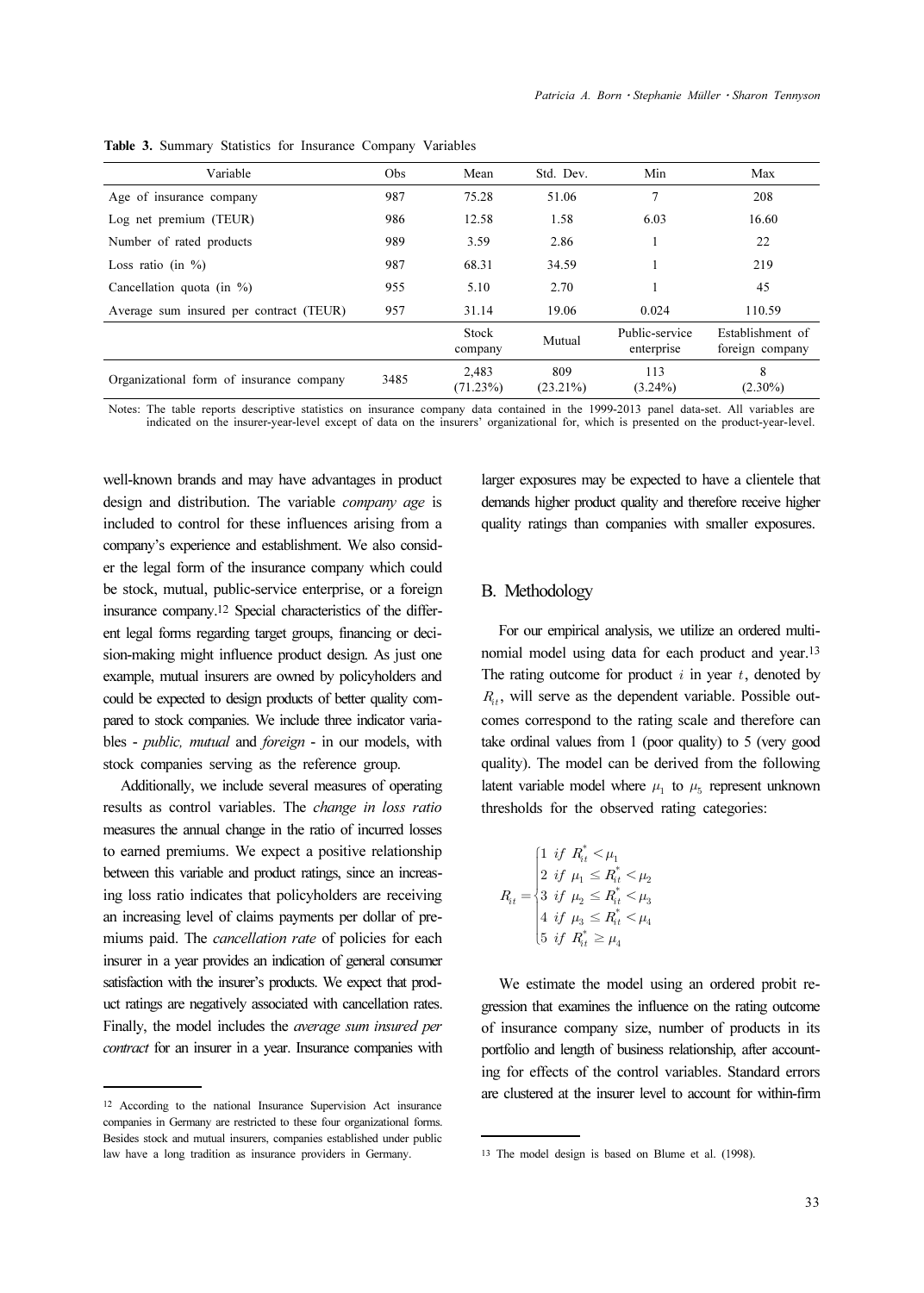**Table 3.** Summary Statistics for Insurance Company Variables

| Variable | Obs | Mean | Std. Dev. | Min | Max |
|---|---|---|---|---|---|
| Age of insurance company | 987 | 75.28 | 51.06 | 7 | 208 |
| Log net premium (TEUR) | 986 | 12.58 | 1.58 | 6.03 | 16.60 |
| Number of rated products | 989 | 3.59 | 2.86 | 1 | 22 |
| Loss ratio (in %) | 987 | 68.31 | 34.59 | 1 | 219 |
| Cancellation quota (in %) | 955 | 5.10 | 2.70 | 1 | 45 |
| Average sum insured per contract (TEUR) | 957 | 31.14 | 19.06 | 0.024 | 110.59 |
| | | Stock company | Mutual | Public-service enterprise | Establishment of foreign company |
| Organizational form of insurance company | 3485 | 2,483 (71.23%) | 809 (23.21%) | 113 (3.24%) | 8 (2.30%) |

Notes: The table reports descriptive statistics on insurance company data contained in the 1999-2013 panel data-set. All variables are indicated on the insurer-year-level except of data on the insurers' organizational for, which is presented on the product-year-level.

well-known brands and may have advantages in product design and distribution. The variable *company age* is included to control for these influences arising from a company's experience and establishment. We also consider the legal form of the insurance company which could be stock, mutual, public-service enterprise, or a foreign insurance company.[12] Special characteristics of the different legal forms regarding target groups, financing or decision-making might influence product design. As just one example, mutual insurers are owned by policyholders and could be expected to design products of better quality compared to stock companies. We include three indicator variables - *public, mutual* and *foreign* - in our models, with stock companies serving as the reference group.

Additionally, we include several measures of operating results as control variables. The *change in loss ratio* measures the annual change in the ratio of incurred losses to earned premiums. We expect a positive relationship between this variable and product ratings, since an increasing loss ratio indicates that policyholders are receiving an increasing level of claims payments per dollar of premiums paid. The *cancellation rate* of policies for each insurer in a year provides an indication of general consumer satisfaction with the insurer's products. We expect that product ratings are negatively associated with cancellation rates. Finally, the model includes the *average sum insured per contract* for an insurer in a year. Insurance companies with larger exposures may be expected to have a clientele that demands higher product quality and therefore receive higher quality ratings than companies with smaller exposures.

## B. Methodology

For our empirical analysis, we utilize an ordered multinomial model using data for each product and year.[13] The rating outcome for product $i$ in year $t$, denoted by $R_{it}$, will serve as the dependent variable. Possible outcomes correspond to the rating scale and therefore can take ordinal values from 1 (poor quality) to 5 (very good quality). The model can be derived from the following latent variable model where $\mu_1$ to $\mu_5$ represent unknown thresholds for the observed rating categories:

$$R_{it} = \begin{cases} 1 & if \ R_{it}^* < \mu_1 \\ 2 & if \ \mu_1 \leq R_{it}^* < \mu_2 \\ 3 & if \ \mu_2 \leq R_{it}^* < \mu_3 \\ 4 & if \ \mu_3 \leq R_{it}^* < \mu_4 \\ 5 & if \ R_{it}^* \geq \mu_4 \end{cases}$$

We estimate the model using an ordered probit regression that examines the influence on the rating outcome of insurance company size, number of products in its portfolio and length of business relationship, after accounting for effects of the control variables. Standard errors are clustered at the insurer level to account for within-firm

[12] According to the national Insurance Supervision Act insurance companies in Germany are restricted to these four organizational forms. Besides stock and mutual insurers, companies established under public law have a long tradition as insurance providers in Germany.

[13] The model design is based on Blume et al. (1998).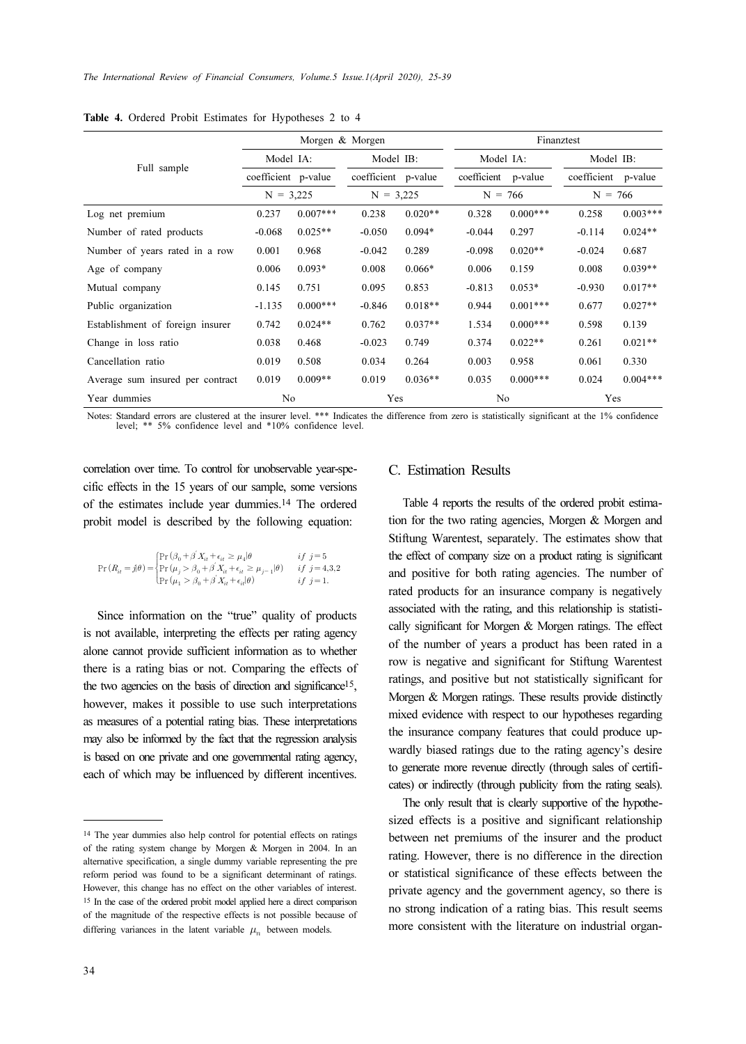**Table 4.** Ordered Probit Estimates for Hypotheses 2 to 4

| Full sample | Morgen & Morgen | | | | Finanztest | | | |
|---|---|---|---|---|---|---|---|---|
| | Model IA: | | Model IB: | | Model IA: | | Model IB: | |
| | coefficient | p-value | coefficient | p-value | coefficient | p-value | coefficient | p-value |
| | N = 3,225 | | N = 3,225 | | N = 766 | | N = 766 | |
| Log net premium | 0.237 | 0.007*** | 0.238 | 0.020** | 0.328 | 0.000*** | 0.258 | 0.003*** |
| Number of rated products | -0.068 | 0.025** | -0.050 | 0.094* | -0.044 | 0.297 | -0.114 | 0.024** |
| Number of years rated in a row | 0.001 | 0.968 | -0.042 | 0.289 | -0.098 | 0.020** | -0.024 | 0.687 |
| Age of company | 0.006 | 0.093* | 0.008 | 0.066* | 0.006 | 0.159 | 0.008 | 0.039** |
| Mutual company | 0.145 | 0.751 | 0.095 | 0.853 | -0.813 | 0.053* | -0.930 | 0.017** |
| Public organization | -1.135 | 0.000*** | -0.846 | 0.018** | 0.944 | 0.001*** | 0.677 | 0.027** |
| Establishment of foreign insurer | 0.742 | 0.024** | 0.762 | 0.037** | 1.534 | 0.000*** | 0.598 | 0.139 |
| Change in loss ratio | 0.038 | 0.468 | -0.023 | 0.749 | 0.374 | 0.022** | 0.261 | 0.021** |
| Cancellation ratio | 0.019 | 0.508 | 0.034 | 0.264 | 0.003 | 0.958 | 0.061 | 0.330 |
| Average sum insured per contract | 0.019 | 0.009** | 0.019 | 0.036** | 0.035 | 0.000*** | 0.024 | 0.004*** |
| Year dummies | No | | Yes | | No | | Yes | |

Notes: Standard errors are clustered at the insurer level. *** Indicates the difference from zero is statistically significant at the 1% confidence level; ** 5% confidence level and *10% confidence level.

correlation over time. To control for unobservable year-specific effects in the 15 years of our sample, some versions of the estimates include year dummies.[14] The ordered probit model is described by the following equation:

$$\Pr(R_{it}=j|\theta)=\begin{cases}\Pr(\beta_0+\beta' X_{it}+\epsilon_{it}\geq \mu_4|\theta) & if\ j=5\\ \Pr(\mu_j>\beta_0+\beta' X_{it}+\epsilon_{it}\geq \mu_{j-1}|\theta) & if\ j=4,3,2\\ \Pr(\mu_1>\beta_0+\beta' X_{it}+\epsilon_{it}|\theta) & if\ j=1.\end{cases}$$

Since information on the "true" quality of products is not available, interpreting the effects per rating agency alone cannot provide sufficient information as to whether there is a rating bias or not. Comparing the effects of the two agencies on the basis of direction and significance[15], however, makes it possible to use such interpretations as measures of a potential rating bias. These interpretations may also be informed by the fact that the regression analysis is based on one private and one governmental rating agency, each of which may be influenced by different incentives.

## C. Estimation Results

Table 4 reports the results of the ordered probit estimation for the two rating agencies, Morgen & Morgen and Stiftung Warentest, separately. The estimates show that the effect of company size on a product rating is significant and positive for both rating agencies. The number of rated products for an insurance company is negatively associated with the rating, and this relationship is statistically significant for Morgen & Morgen ratings. The effect of the number of years a product has been rated in a row is negative and significant for Stiftung Warentest ratings, and positive but not statistically significant for Morgen & Morgen ratings. These results provide distinctly mixed evidence with respect to our hypotheses regarding the insurance company features that could produce upwardly biased ratings due to the rating agency's desire to generate more revenue directly (through sales of certificates) or indirectly (through publicity from the rating seals).

The only result that is clearly supportive of the hypothesized effects is a positive and significant relationship between net premiums of the insurer and the product rating. However, there is no difference in the direction or statistical significance of these effects between the private agency and the government agency, so there is no strong indication of a rating bias. This result seems more consistent with the literature on industrial organ-

[14] The year dummies also help control for potential effects on ratings of the rating system change by Morgen & Morgen in 2004. In an alternative specification, a single dummy variable representing the pre reform period was found to be a significant determinant of ratings. However, this change has no effect on the other variables of interest.

[15] In the case of the ordered probit model applied here a direct comparison of the magnitude of the respective effects is not possible because of differing variances in the latent variable $\mu_{ri}$ between models.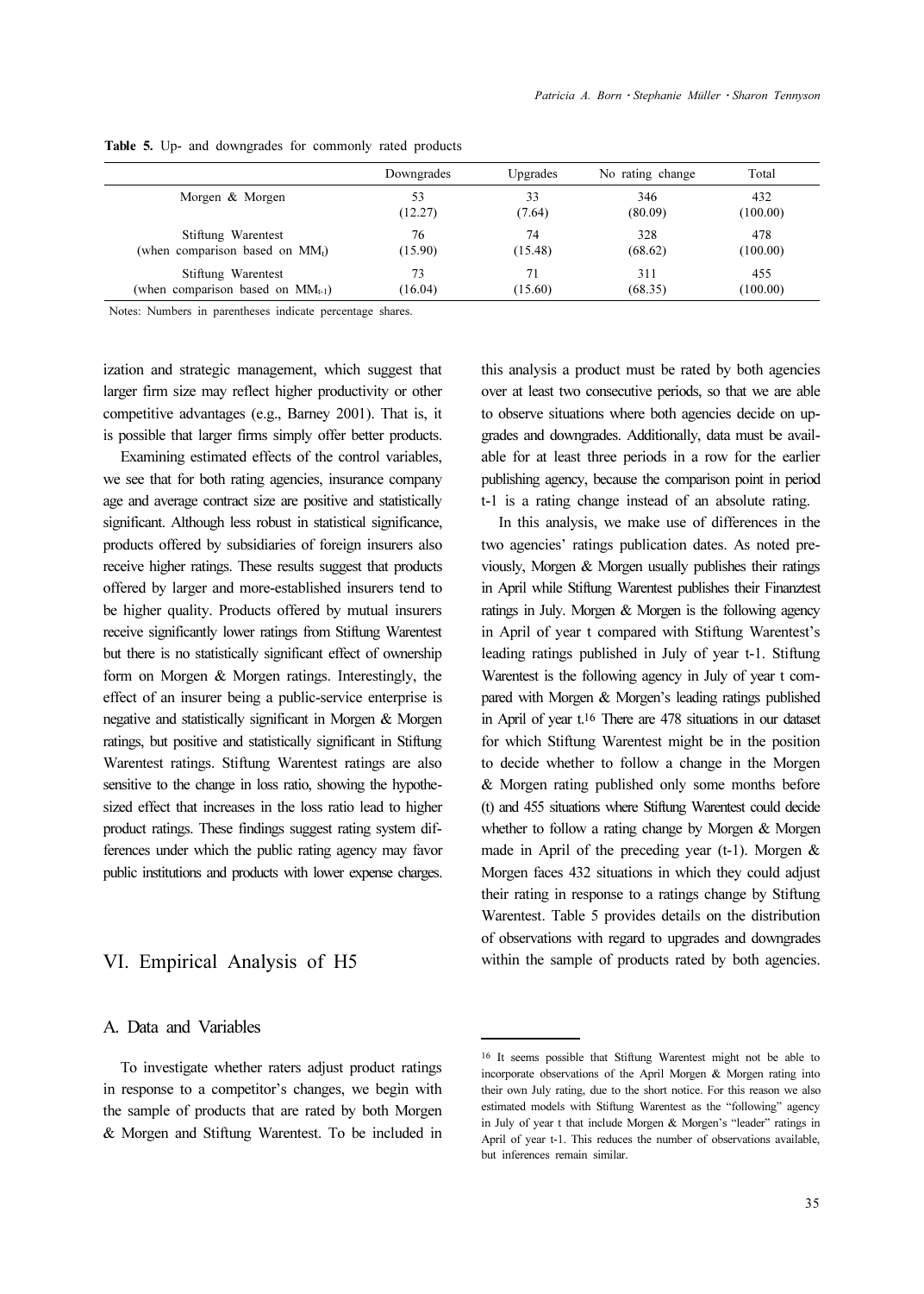**Table 5.** Up- and downgrades for commonly rated products

| | Downgrades | Upgrades | No rating change | Total |
|---|---|---|---|---|
| Morgen & Morgen | 53<br>(12.27) | 33<br>(7.64) | 346<br>(80.09) | 432<br>(100.00) |
| Stiftung Warentest<br>(when comparison based on $MM_t$) | 76<br>(15.90) | 74<br>(15.48) | 328<br>(68.62) | 478<br>(100.00) |
| Stiftung Warentest<br>(when comparison based on $MM_{t-1}$) | 73<br>(16.04) | 71<br>(15.60) | 311<br>(68.35) | 455<br>(100.00) |

Notes: Numbers in parentheses indicate percentage shares.

ization and strategic management, which suggest that larger firm size may reflect higher productivity or other competitive advantages (e.g., Barney 2001). That is, it is possible that larger firms simply offer better products.

Examining estimated effects of the control variables, we see that for both rating agencies, insurance company age and average contract size are positive and statistically significant. Although less robust in statistical significance, products offered by subsidiaries of foreign insurers also receive higher ratings. These results suggest that products offered by larger and more-established insurers tend to be higher quality. Products offered by mutual insurers receive significantly lower ratings from Stiftung Warentest but there is no statistically significant effect of ownership form on Morgen & Morgen ratings. Interestingly, the effect of an insurer being a public-service enterprise is negative and statistically significant in Morgen & Morgen ratings, but positive and statistically significant in Stiftung Warentest ratings. Stiftung Warentest ratings are also sensitive to the change in loss ratio, showing the hypothesized effect that increases in the loss ratio lead to higher product ratings. These findings suggest rating system differences under which the public rating agency may favor public institutions and products with lower expense charges.

## VI. Empirical Analysis of H5

### A. Data and Variables

To investigate whether raters adjust product ratings in response to a competitor's changes, we begin with the sample of products that are rated by both Morgen & Morgen and Stiftung Warentest. To be included in this analysis a product must be rated by both agencies over at least two consecutive periods, so that we are able to observe situations where both agencies decide on upgrades and downgrades. Additionally, data must be available for at least three periods in a row for the earlier publishing agency, because the comparison point in period t-1 is a rating change instead of an absolute rating.

In this analysis, we make use of differences in the two agencies' ratings publication dates. As noted previously, Morgen & Morgen usually publishes their ratings in April while Stiftung Warentest publishes their Finanztest ratings in July. Morgen & Morgen is the following agency in April of year t compared with Stiftung Warentest's leading ratings published in July of year t-1. Stiftung Warentest is the following agency in July of year t compared with Morgen & Morgen's leading ratings published in April of year t.[16] There are 478 situations in our dataset for which Stiftung Warentest might be in the position to decide whether to follow a change in the Morgen & Morgen rating published only some months before (t) and 455 situations where Stiftung Warentest could decide whether to follow a rating change by Morgen & Morgen made in April of the preceding year (t-1). Morgen & Morgen faces 432 situations in which they could adjust their rating in response to a ratings change by Stiftung Warentest. Table 5 provides details on the distribution of observations with regard to upgrades and downgrades within the sample of products rated by both agencies.

[16] It seems possible that Stiftung Warentest might not be able to incorporate observations of the April Morgen & Morgen rating into their own July rating, due to the short notice. For this reason we also estimated models with Stiftung Warentest as the "following" agency in July of year t that include Morgen & Morgen's "leader" ratings in April of year t-1. This reduces the number of observations available, but inferences remain similar.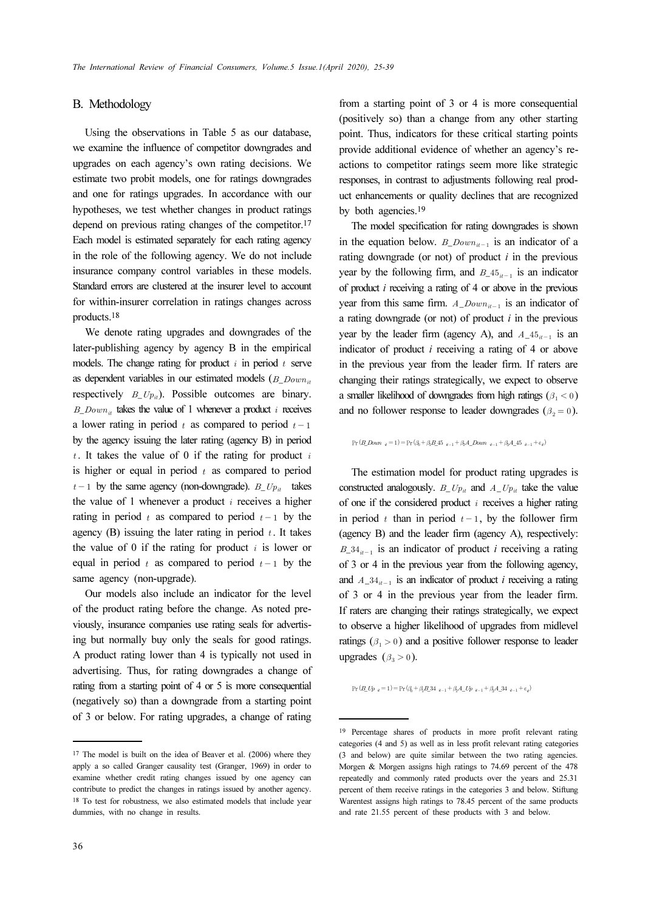## B. Methodology

Using the observations in Table 5 as our database, we examine the influence of competitor downgrades and upgrades on each agency's own rating decisions. We estimate two probit models, one for ratings downgrades and one for ratings upgrades. In accordance with our hypotheses, we test whether changes in product ratings depend on previous rating changes of the competitor.[17] Each model is estimated separately for each rating agency in the role of the following agency. We do not include insurance company control variables in these models. Standard errors are clustered at the insurer level to account for within-insurer correlation in ratings changes across products.[18]

We denote rating upgrades and downgrades of the later-publishing agency by agency B in the empirical models. The change rating for product $i$ in period $t$ serve as dependent variables in our estimated models ($B\_Down_{it}$ respectively $B\_Up_{it}$). Possible outcomes are binary. $B\_Down_{it}$ takes the value of 1 whenever a product $i$ receives a lower rating in period $t$ as compared to period $t-1$ by the agency issuing the later rating (agency B) in period $t$. It takes the value of 0 if the rating for product $i$ is higher or equal in period $t$ as compared to period $t-1$ by the same agency (non-downgrade). $B\_Up_{it}$ takes the value of 1 whenever a product $i$ receives a higher rating in period $t$ as compared to period $t-1$ by the agency (B) issuing the later rating in period $t$. It takes the value of 0 if the rating for product $i$ is lower or equal in period $t$ as compared to period $t-1$ by the same agency (non-upgrade).

Our models also include an indicator for the level of the product rating before the change. As noted previously, insurance companies use rating seals for advertising but normally buy only the seals for good ratings. A product rating lower than 4 is typically not used in advertising. Thus, for rating downgrades a change of rating from a starting point of 4 or 5 is more consequential (negatively so) than a downgrade from a starting point of 3 or below. For rating upgrades, a change of rating from a starting point of 3 or 4 is more consequential (positively so) than a change from any other starting point. Thus, indicators for these critical starting points provide additional evidence of whether an agency's reactions to competitor ratings seem more like strategic responses, in contrast to adjustments following real product enhancements or quality declines that are recognized by both agencies.[19]

The model specification for rating downgrades is shown in the equation below. $B\_Down_{it-1}$ is an indicator of a rating downgrade (or not) of product *i* in the previous year by the following firm, and $B\_45_{it-1}$ is an indicator of product *i* receiving a rating of 4 or above in the previous year from this same firm. $A\_Down_{it-1}$ is an indicator of a rating downgrade (or not) of product *i* in the previous year by the leader firm (agency A), and $A\_45_{it-1}$ is an indicator of product *i* receiving a rating of 4 or above in the previous year from the leader firm. If raters are changing their ratings strategically, we expect to observe a smaller likelihood of downgrades from high ratings ($\beta_1 < 0$) and no follower response to leader downgrades ($\beta_2 = 0$).

$$\Pr(B\_Down_{it} = 1) = \Pr(\beta_0 + \beta_1 B\_45_{it-1} + \beta_2 A\_Down_{it-1} + \beta_3 A\_45_{it-1} + \epsilon_{it})$$

The estimation model for product rating upgrades is constructed analogously. $B\_Up_{it}$ and $A\_Up_{it}$ take the value of one if the considered product $i$ receives a higher rating in period $t$ than in period $t-1$, by the follower firm (agency B) and the leader firm (agency A), respectively: $B\_34_{it-1}$ is an indicator of product *i* receiving a rating of 3 or 4 in the previous year from the following agency, and $A\_34_{it-1}$ is an indicator of product *i* receiving a rating of 3 or 4 in the previous year from the leader firm. If raters are changing their ratings strategically, we expect to observe a higher likelihood of upgrades from midlevel ratings ($\beta_1 > 0$) and a positive follower response to leader upgrades ($\beta_3 > 0$).

$$\Pr(B\_Up_{it} = 1) = \Pr(\beta_0 + \beta_1 B\_34_{it-1} + \beta_2 A\_Up_{it-1} + \beta_3 A\_34_{it-1} + \epsilon_{it})$$

---

[17] The model is built on the idea of Beaver et al. (2006) where they apply a so called Granger causality test (Granger, 1969) in order to examine whether credit rating changes issued by one agency can contribute to predict the changes in ratings issued by another agency.

[18] To test for robustness, we also estimated models that include year dummies, with no change in results.

[19] Percentage shares of products in more profit relevant rating categories (4 and 5) as well as in less profit relevant rating categories (3 and below) are quite similar between the two rating agencies. Morgen & Morgen assigns high ratings to 74.69 percent of the 478 repeatedly and commonly rated products over the years and 25.31 percent of them receive ratings in the categories 3 and below. Stiftung Warentest assigns high ratings to 78.45 percent of the same products and rate 21.55 percent of these products with 3 and below.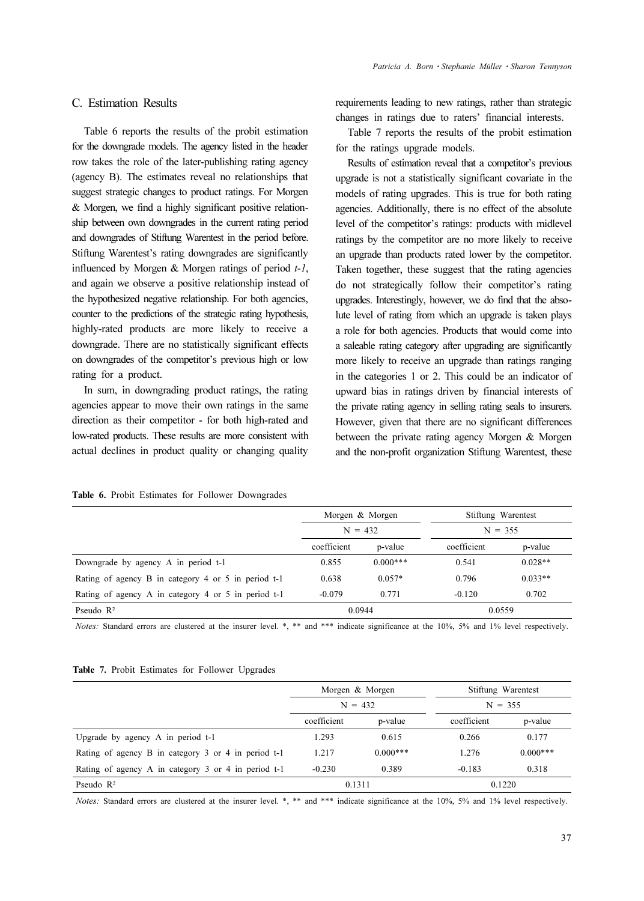### C. Estimation Results

Table 6 reports the results of the probit estimation for the downgrade models. The agency listed in the header row takes the role of the later-publishing rating agency (agency B). The estimates reveal no relationships that suggest strategic changes to product ratings. For Morgen & Morgen, we find a highly significant positive relationship between own downgrades in the current rating period and downgrades of Stiftung Warentest in the period before. Stiftung Warentest's rating downgrades are significantly influenced by Morgen & Morgen ratings of period *t-1*, and again we observe a positive relationship instead of the hypothesized negative relationship. For both agencies, counter to the predictions of the strategic rating hypothesis, highly-rated products are more likely to receive a downgrade. There are no statistically significant effects on downgrades of the competitor's previous high or low rating for a product.

In sum, in downgrading product ratings, the rating agencies appear to move their own ratings in the same direction as their competitor - for both high-rated and low-rated products. These results are more consistent with actual declines in product quality or changing quality requirements leading to new ratings, rather than strategic changes in ratings due to raters' financial interests.

Table 7 reports the results of the probit estimation for the ratings upgrade models.

Results of estimation reveal that a competitor's previous upgrade is not a statistically significant covariate in the models of rating upgrades. This is true for both rating agencies. Additionally, there is no effect of the absolute level of the competitor's ratings: products with midlevel ratings by the competitor are no more likely to receive an upgrade than products rated lower by the competitor. Taken together, these suggest that the rating agencies do not strategically follow their competitor's rating upgrades. Interestingly, however, we do find that the absolute level of rating from which an upgrade is taken plays a role for both agencies. Products that would come into a saleable rating category after upgrading are significantly more likely to receive an upgrade than ratings ranging in the categories 1 or 2. This could be an indicator of upward bias in ratings driven by financial interests of the private rating agency in selling rating seals to insurers. However, given that there are no significant differences between the private rating agency Morgen & Morgen and the non-profit organization Stiftung Warentest, these

**Table 6.** Probit Estimates for Follower Downgrades

| | Morgen & Morgen | | Stiftung Warentest | |
|---|---|---|---|---|
| | N = 432 | | N = 355 | |
| | coefficient | p-value | coefficient | p-value |
| Downgrade by agency A in period t-1 | 0.855 | 0.000*** | 0.541 | 0.028** |
| Rating of agency B in category 4 or 5 in period t-1 | 0.638 | 0.057* | 0.796 | 0.033** |
| Rating of agency A in category 4 or 5 in period t-1 | -0.079 | 0.771 | -0.120 | 0.702 |
| Pseudo $R^2$ | 0.0944 | | 0.0559 | |

*Notes:* Standard errors are clustered at the insurer level. *, ** and *** indicate significance at the 10%, 5% and 1% level respectively.

**Table 7.** Probit Estimates for Follower Upgrades

| | Morgen & Morgen | | Stiftung Warentest | |
|---|---|---|---|---|
| | N = 432 | | N = 355 | |
| | coefficient | p-value | coefficient | p-value |
| Upgrade by agency A in period t-1 | 1.293 | 0.615 | 0.266 | 0.177 |
| Rating of agency B in category 3 or 4 in period t-1 | 1.217 | 0.000*** | 1.276 | 0.000*** |
| Rating of agency A in category 3 or 4 in period t-1 | -0.230 | 0.389 | -0.183 | 0.318 |
| Pseudo $R^2$ | 0.1311 | | 0.1220 | |

*Notes:* Standard errors are clustered at the insurer level. *, ** and *** indicate significance at the 10%, 5% and 1% level respectively.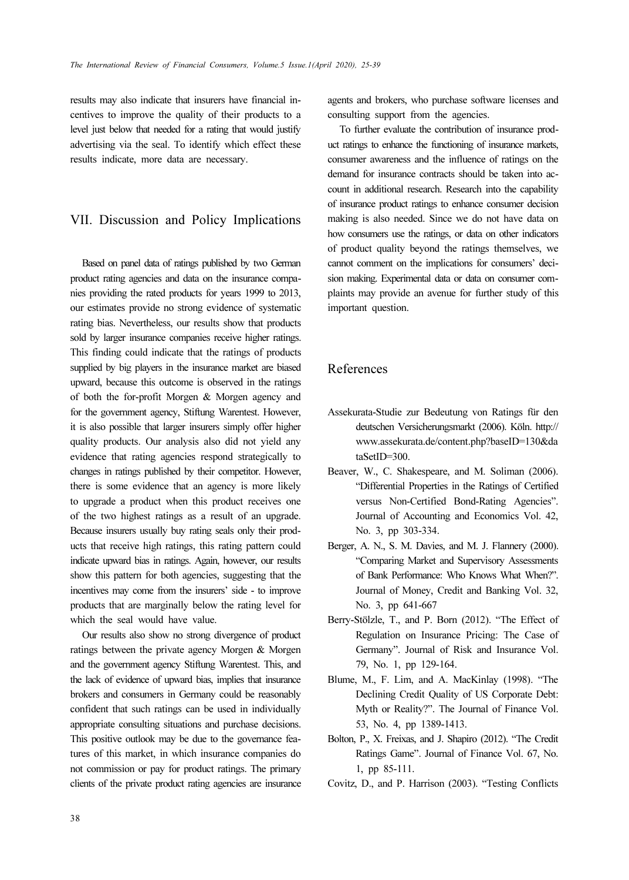results may also indicate that insurers have financial incentives to improve the quality of their products to a level just below that needed for a rating that would justify advertising via the seal. To identify which effect these results indicate, more data are necessary.

## VII. Discussion and Policy Implications

Based on panel data of ratings published by two German product rating agencies and data on the insurance companies providing the rated products for years 1999 to 2013, our estimates provide no strong evidence of systematic rating bias. Nevertheless, our results show that products sold by larger insurance companies receive higher ratings. This finding could indicate that the ratings of products supplied by big players in the insurance market are biased upward, because this outcome is observed in the ratings of both the for-profit Morgen & Morgen agency and for the government agency, Stiftung Warentest. However, it is also possible that larger insurers simply offer higher quality products. Our analysis also did not yield any evidence that rating agencies respond strategically to changes in ratings published by their competitor. However, there is some evidence that an agency is more likely to upgrade a product when this product receives one of the two highest ratings as a result of an upgrade. Because insurers usually buy rating seals only their products that receive high ratings, this rating pattern could indicate upward bias in ratings. Again, however, our results show this pattern for both agencies, suggesting that the incentives may come from the insurers' side - to improve products that are marginally below the rating level for which the seal would have value.

Our results also show no strong divergence of product ratings between the private agency Morgen & Morgen and the government agency Stiftung Warentest. This, and the lack of evidence of upward bias, implies that insurance brokers and consumers in Germany could be reasonably confident that such ratings can be used in individually appropriate consulting situations and purchase decisions. This positive outlook may be due to the governance features of this market, in which insurance companies do not commission or pay for product ratings. The primary clients of the private product rating agencies are insurance agents and brokers, who purchase software licenses and consulting support from the agencies.

To further evaluate the contribution of insurance product ratings to enhance the functioning of insurance markets, consumer awareness and the influence of ratings on the demand for insurance contracts should be taken into account in additional research. Research into the capability of insurance product ratings to enhance consumer decision making is also needed. Since we do not have data on how consumers use the ratings, or data on other indicators of product quality beyond the ratings themselves, we cannot comment on the implications for consumers' decision making. Experimental data or data on consumer complaints may provide an avenue for further study of this important question.

## References

Assekurata-Studie zur Bedeutung von Ratings für den deutschen Versicherungsmarkt (2006). Köln. http://www.assekurata.de/content.php?baseID=130&dataSetID=300.

Beaver, W., C. Shakespeare, and M. Soliman (2006). "Differential Properties in the Ratings of Certified versus Non-Certified Bond-Rating Agencies". Journal of Accounting and Economics Vol. 42, No. 3, pp 303-334.

Berger, A. N., S. M. Davies, and M. J. Flannery (2000). "Comparing Market and Supervisory Assessments of Bank Performance: Who Knows What When?". Journal of Money, Credit and Banking Vol. 32, No. 3, pp 641-667

Berry-Stölzle, T., and P. Born (2012). "The Effect of Regulation on Insurance Pricing: The Case of Germany". Journal of Risk and Insurance Vol. 79, No. 1, pp 129-164.

Blume, M., F. Lim, and A. MacKinlay (1998). "The Declining Credit Quality of US Corporate Debt: Myth or Reality?". The Journal of Finance Vol. 53, No. 4, pp 1389-1413.

Bolton, P., X. Freixas, and J. Shapiro (2012). "The Credit Ratings Game". Journal of Finance Vol. 67, No. 1, pp 85-111.

Covitz, D., and P. Harrison (2003). "Testing Conflicts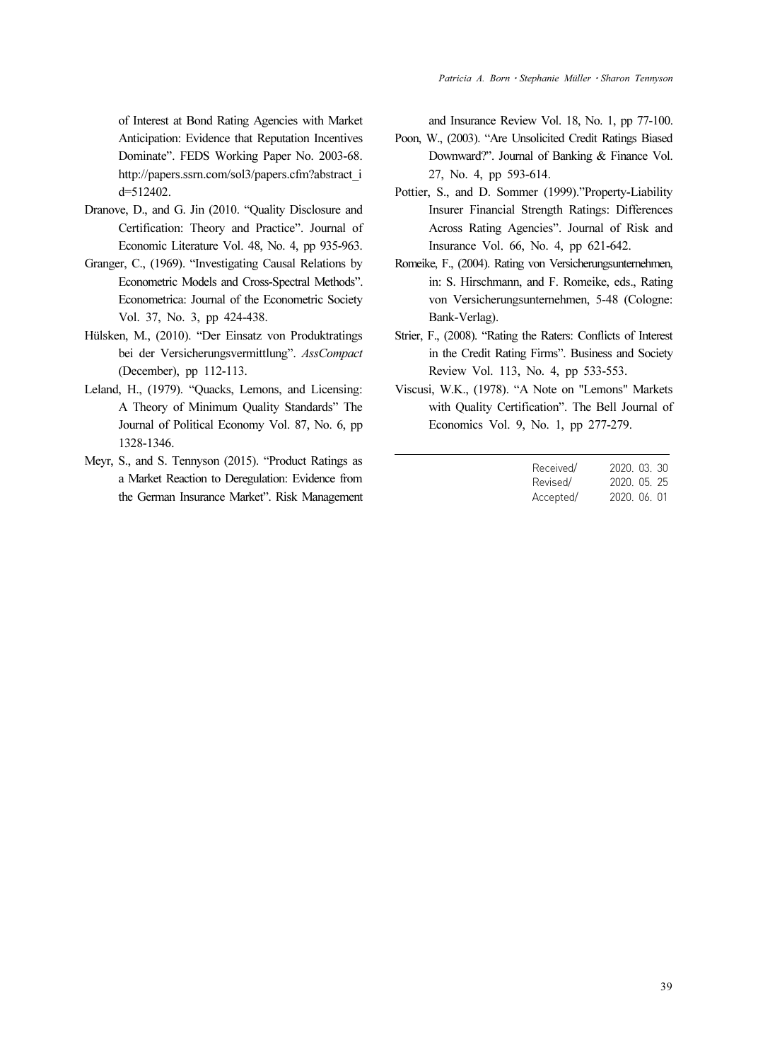of Interest at Bond Rating Agencies with Market Anticipation: Evidence that Reputation Incentives Dominate". FEDS Working Paper No. 2003-68. http://papers.ssrn.com/sol3/papers.cfm?abstract_id=512402.

Dranove, D., and G. Jin (2010. "Quality Disclosure and Certification: Theory and Practice". Journal of Economic Literature Vol. 48, No. 4, pp 935-963.

Granger, C., (1969). "Investigating Causal Relations by Econometric Models and Cross-Spectral Methods". Econometrica: Journal of the Econometric Society Vol. 37, No. 3, pp 424-438.

Hülsken, M., (2010). "Der Einsatz von Produktratings bei der Versicherungsvermittlung". *AssCompact* (December), pp 112-113.

Leland, H., (1979). "Quacks, Lemons, and Licensing: A Theory of Minimum Quality Standards" The Journal of Political Economy Vol. 87, No. 6, pp 1328-1346.

Meyr, S., and S. Tennyson (2015). "Product Ratings as a Market Reaction to Deregulation: Evidence from the German Insurance Market". Risk Management and Insurance Review Vol. 18, No. 1, pp 77-100.

Poon, W., (2003). "Are Unsolicited Credit Ratings Biased Downward?". Journal of Banking & Finance Vol. 27, No. 4, pp 593-614.

Pottier, S., and D. Sommer (1999)."Property-Liability Insurer Financial Strength Ratings: Differences Across Rating Agencies". Journal of Risk and Insurance Vol. 66, No. 4, pp 621-642.

Romeike, F., (2004). Rating von Versicherungsunternehmen, in: S. Hirschmann, and F. Romeike, eds., Rating von Versicherungsunternehmen, 5-48 (Cologne: Bank-Verlag).

Strier, F., (2008). "Rating the Raters: Conflicts of Interest in the Credit Rating Firms". Business and Society Review Vol. 113, No. 4, pp 533-553.

Viscusi, W.K., (1978). "A Note on "Lemons" Markets with Quality Certification". The Bell Journal of Economics Vol. 9, No. 1, pp 277-279.

Received/ 2020. 03. 30
Revised/ 2020. 05. 25
Accepted/ 2020. 06. 01